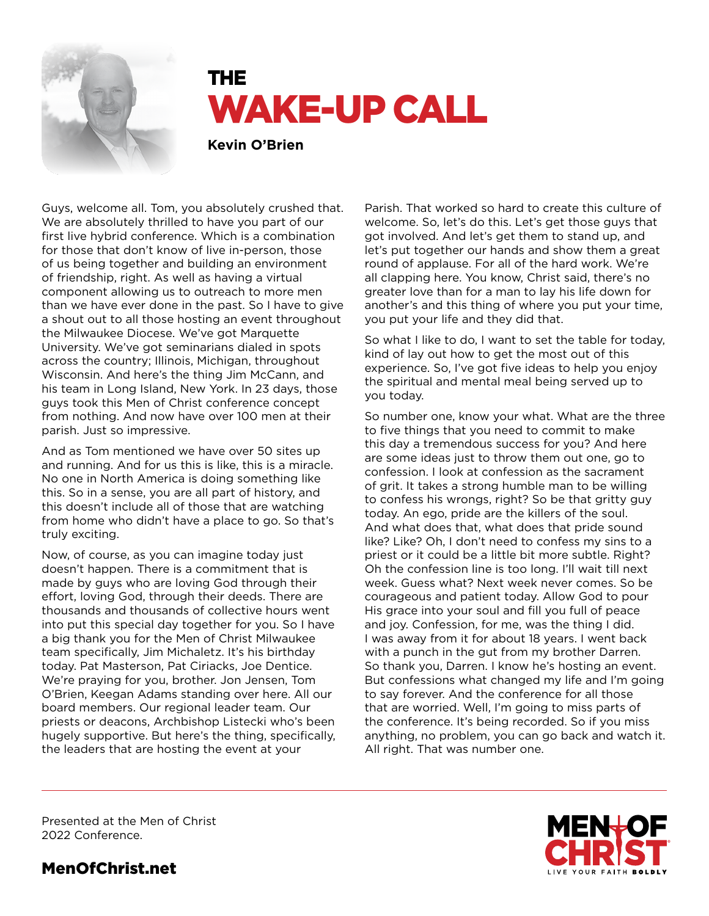# THE WAKE-UP CALL

**Kevin O'Brien**

Guys, welcome all. Tom, you absolutely crushed that. We are absolutely thrilled to have you part of our first live hybrid conference. Which is a combination for those that don't know of live in-person, those of us being together and building an environment of friendship, right. As well as having a virtual component allowing us to outreach to more men than we have ever done in the past. So I have to give a shout out to all those hosting an event throughout the Milwaukee Diocese. We've got Marquette University. We've got seminarians dialed in spots across the country; Illinois, Michigan, throughout Wisconsin. And here's the thing Jim McCann, and his team in Long Island, New York. In 23 days, those guys took this Men of Christ conference concept from nothing. And now have over 100 men at their parish. Just so impressive.

And as Tom mentioned we have over 50 sites up and running. And for us this is like, this is a miracle. No one in North America is doing something like this. So in a sense, you are all part of history, and this doesn't include all of those that are watching from home who didn't have a place to go. So that's truly exciting.

Now, of course, as you can imagine today just doesn't happen. There is a commitment that is made by guys who are loving God through their effort, loving God, through their deeds. There are thousands and thousands of collective hours went into put this special day together for you. So I have a big thank you for the Men of Christ Milwaukee team specifically, Jim Michaletz. It's his birthday today. Pat Masterson, Pat Ciriacks, Joe Dentice. We're praying for you, brother. Jon Jensen, Tom O'Brien, Keegan Adams standing over here. All our board members. Our regional leader team. Our priests or deacons, Archbishop Listecki who's been hugely supportive. But here's the thing, specifically, the leaders that are hosting the event at your Parish. That worked so hard to create this culture of welcome. So, let's do this. Let's get those guys that got involved. And let's get them to stand up, and let's put together our hands and show them a great round of applause. For all of the hard work. We're all clapping here. You know, Christ said, there's no greater love than for a man to lay his life down for another's and this thing of where you put your time, you put your life and they did that.

So what I like to do, I want to set the table for today, kind of lay out how to get the most out of this experience. So, I've got five ideas to help you enjoy the spiritual and mental meal being served up to you today.

So number one, know your what. What are the three to five things that you need to commit to make this day a tremendous success for you? And here are some ideas just to throw them out one, go to confession. I look at confession as the sacrament of grit. It takes a strong humble man to be willing to confess his wrongs, right? So be that gritty guy today. An ego, pride are the killers of the soul. And what does that, what does that pride sound like? Like? Oh, I don't need to confess my sins to a priest or it could be a little bit more subtle. Right? Oh the confession line is too long. I'll wait till next week. Guess what? Next week never comes. So be courageous and patient today. Allow God to pour His grace into your soul and fill you full of peace and joy. Confession, for me, was the thing I did. I was away from it for about 18 years. I went back with a punch in the gut from my brother Darren. So thank you, Darren. I know he's hosting an event. But confessions what changed my life and I'm going to say forever. And the conference for all those that are worried. Well, I'm going to miss parts of the conference. It's being recorded. So if you miss anything, no problem, you can go back and watch it. All right. That was number one.

Presented at the Men of Christ 2022 Conference.

MenOfChrist.net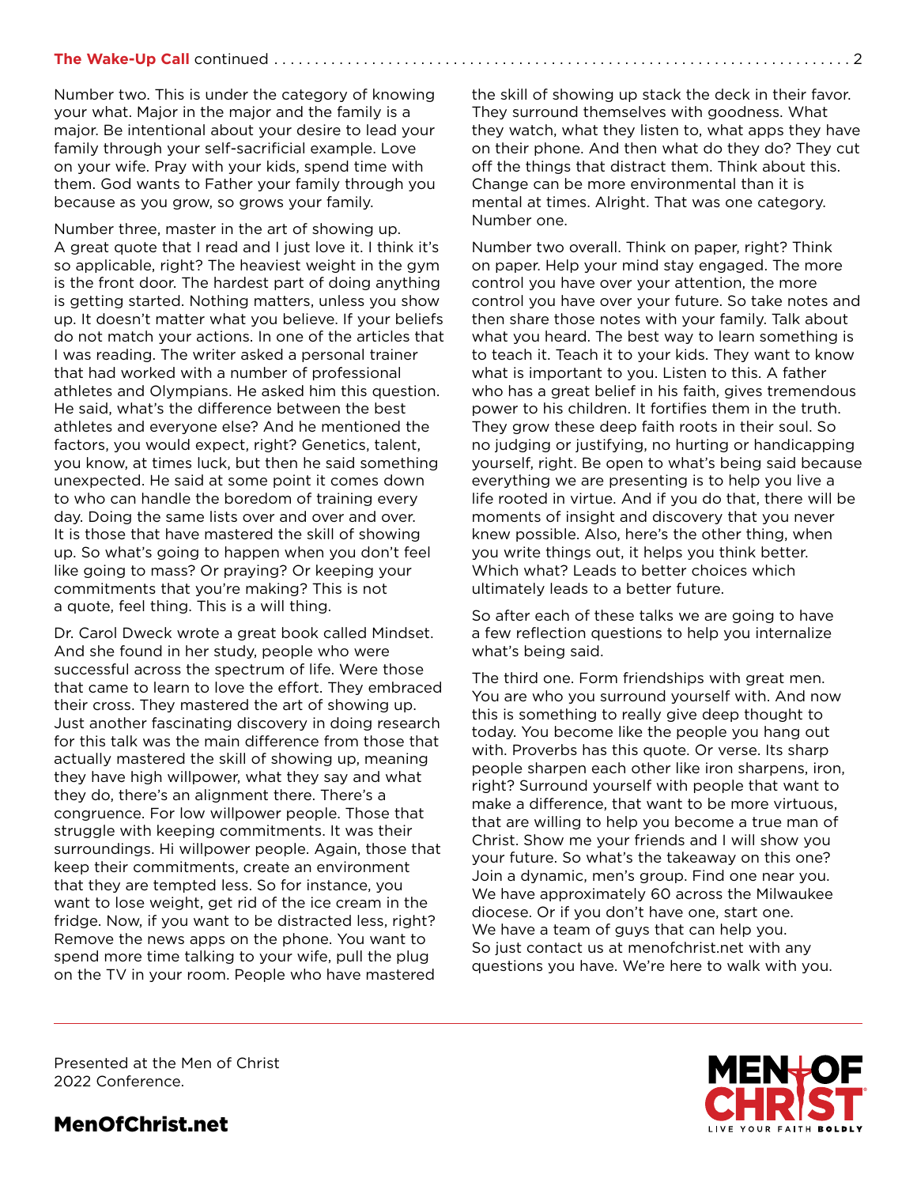Number two. This is under the category of knowing your what. Major in the major and the family is a major. Be intentional about your desire to lead your family through your self-sacrificial example. Love on your wife. Pray with your kids, spend time with them. God wants to Father your family through you because as you grow, so grows your family.

Number three, master in the art of showing up. A great quote that I read and I just love it. I think it's so applicable, right? The heaviest weight in the gym is the front door. The hardest part of doing anything is getting started. Nothing matters, unless you show up. It doesn't matter what you believe. If your beliefs do not match your actions. In one of the articles that I was reading. The writer asked a personal trainer that had worked with a number of professional athletes and Olympians. He asked him this question. He said, what's the difference between the best athletes and everyone else? And he mentioned the factors, you would expect, right? Genetics, talent, you know, at times luck, but then he said something unexpected. He said at some point it comes down to who can handle the boredom of training every day. Doing the same lists over and over and over. It is those that have mastered the skill of showing up. So what's going to happen when you don't feel like going to mass? Or praying? Or keeping your commitments that you're making? This is not a quote, feel thing. This is a will thing.

Dr. Carol Dweck wrote a great book called Mindset. And she found in her study, people who were successful across the spectrum of life. Were those that came to learn to love the effort. They embraced their cross. They mastered the art of showing up. Just another fascinating discovery in doing research for this talk was the main difference from those that actually mastered the skill of showing up, meaning they have high willpower, what they say and what they do, there's an alignment there. There's a congruence. For low willpower people. Those that struggle with keeping commitments. It was their surroundings. Hi willpower people. Again, those that keep their commitments, create an environment that they are tempted less. So for instance, you want to lose weight, get rid of the ice cream in the fridge. Now, if you want to be distracted less, right? Remove the news apps on the phone. You want to spend more time talking to your wife, pull the plug on the TV in your room. People who have mastered the skill of showing up stack the deck in their favor. They surround themselves with goodness. What they watch, what they listen to, what apps they have on their phone. And then what do they do? They cut off the things that distract them. Think about this. Change can be more environmental than it is mental at times. Alright. That was one category. Number one.

Number two overall. Think on paper, right? Think on paper. Help your mind stay engaged. The more control you have over your attention, the more control you have over your future. So take notes and then share those notes with your family. Talk about what you heard. The best way to learn something is to teach it. Teach it to your kids. They want to know what is important to you. Listen to this. A father who has a great belief in his faith, gives tremendous power to his children. It fortifies them in the truth. They grow these deep faith roots in their soul. So no judging or justifying, no hurting or handicapping yourself, right. Be open to what's being said because everything we are presenting is to help you live a life rooted in virtue. And if you do that, there will be moments of insight and discovery that you never knew possible. Also, here's the other thing, when you write things out, it helps you think better. Which what? Leads to better choices which ultimately leads to a better future.

So after each of these talks we are going to have a few reflection questions to help you internalize what's being said.

The third one. Form friendships with great men. You are who you surround yourself with. And now this is something to really give deep thought to today. You become like the people you hang out with. Proverbs has this quote. Or verse. Its sharp people sharpen each other like iron sharpens, iron, right? Surround yourself with people that want to make a difference, that want to be more virtuous, that are willing to help you become a true man of Christ. Show me your friends and I will show you your future. So what's the takeaway on this one? Join a dynamic, men's group. Find one near you. We have approximately 60 across the Milwaukee diocese. Or if you don't have one, start one. We have a team of guys that can help you. So just contact us at menofchrist.net with any questions you have. We're here to walk with you.

Presented at the Men of Christ 2022 Conference.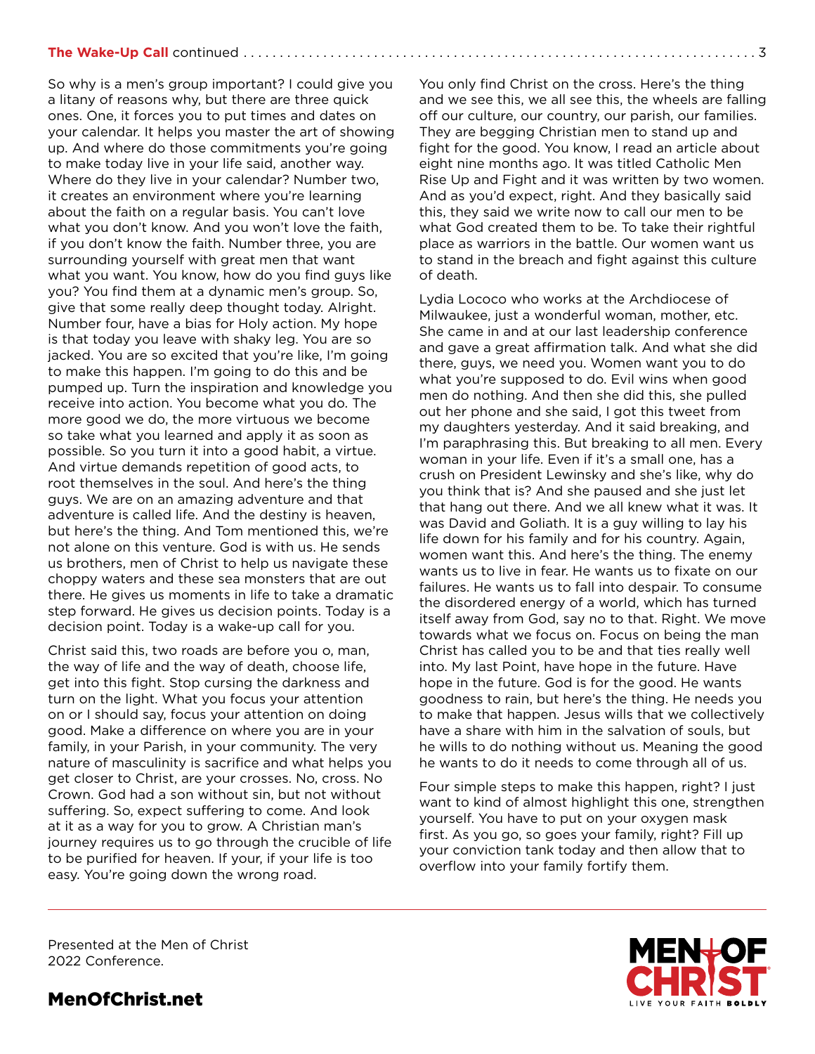**The Wake-Up Call** continued

So why is a men's group important? I could give you a litany of reasons why, but there are three quick ones. One, it forces you to put times and dates on your calendar. It helps you master the art of showing up. And where do those commitments you're going to make today live in your life said, another way. Where do they live in your calendar? Number two, it creates an environment where you're learning about the faith on a regular basis. You can't love what you don't know. And you won't love the faith, if you don't know the faith. Number three, you are surrounding yourself with great men that want what you want. You know, how do you find guys like you? You find them at a dynamic men's group. So, give that some really deep thought today. Alright. Number four, have a bias for Holy action. My hope is that today you leave with shaky leg. You are so jacked. You are so excited that you're like, I'm going to make this happen. I'm going to do this and be pumped up. Turn the inspiration and knowledge you receive into action. You become what you do. The more good we do, the more virtuous we become so take what you learned and apply it as soon as possible. So you turn it into a good habit, a virtue. And virtue demands repetition of good acts, to root themselves in the soul. And here's the thing guys. We are on an amazing adventure and that adventure is called life. And the destiny is heaven, but here's the thing. And Tom mentioned this, we're not alone on this venture. God is with us. He sends us brothers, men of Christ to help us navigate these choppy waters and these sea monsters that are out there. He gives us moments in life to take a dramatic step forward. He gives us decision points. Today is a decision point. Today is a wake-up call for you.

Christ said this, two roads are before you o, man, the way of life and the way of death, choose life, get into this fight. Stop cursing the darkness and turn on the light. What you focus your attention on or I should say, focus your attention on doing good. Make a difference on where you are in your family, in your Parish, in your community. The very nature of masculinity is sacrifice and what helps you get closer to Christ, are your crosses. No, cross. No Crown. God had a son without sin, but not without suffering. So, expect suffering to come. And look at it as a way for you to grow. A Christian man's journey requires us to go through the crucible of life to be purified for heaven. If your, if your life is too easy. You're going down the wrong road.

You only find Christ on the cross. Here's the thing and we see this, we all see this, the wheels are falling off our culture, our country, our parish, our families. They are begging Christian men to stand up and fight for the good. You know, I read an article about eight nine months ago. It was titled Catholic Men Rise Up and Fight and it was written by two women. And as you'd expect, right. And they basically said this, they said we write now to call our men to be what God created them to be. To take their rightful place as warriors in the battle. Our women want us to stand in the breach and fight against this culture of death.

Lydia Lococo who works at the Archdiocese of Milwaukee, just a wonderful woman, mother, etc. She came in and at our last leadership conference and gave a great affirmation talk. And what she did there, guys, we need you. Women want you to do what you're supposed to do. Evil wins when good men do nothing. And then she did this, she pulled out her phone and she said, I got this tweet from my daughters yesterday. And it said breaking, and I'm paraphrasing this. But breaking to all men. Every woman in your life. Even if it's a small one, has a crush on President Lewinsky and she's like, why do you think that is? And she paused and she just let that hang out there. And we all knew what it was. It was David and Goliath. It is a guy willing to lay his life down for his family and for his country. Again, women want this. And here's the thing. The enemy wants us to live in fear. He wants us to fixate on our failures. He wants us to fall into despair. To consume the disordered energy of a world, which has turned itself away from God, say no to that. Right. We move towards what we focus on. Focus on being the man Christ has called you to be and that ties really well into. My last Point, have hope in the future. Have hope in the future. God is for the good. He wants goodness to rain, but here's the thing. He needs you to make that happen. Jesus wills that we collectively have a share with him in the salvation of souls, but he wills to do nothing without us. Meaning the good he wants to do it needs to come through all of us.

Four simple steps to make this happen, right? I just want to kind of almost highlight this one, strengthen yourself. You have to put on your oxygen mask first. As you go, so goes your family, right? Fill up your conviction tank today and then allow that to overflow into your family fortify them.

---

Presented at the Men of Christ 2022 Conference.

**MenOfChrist.net**

MEN OF CHRIST — LIVE YOUR FAITH BOLDLY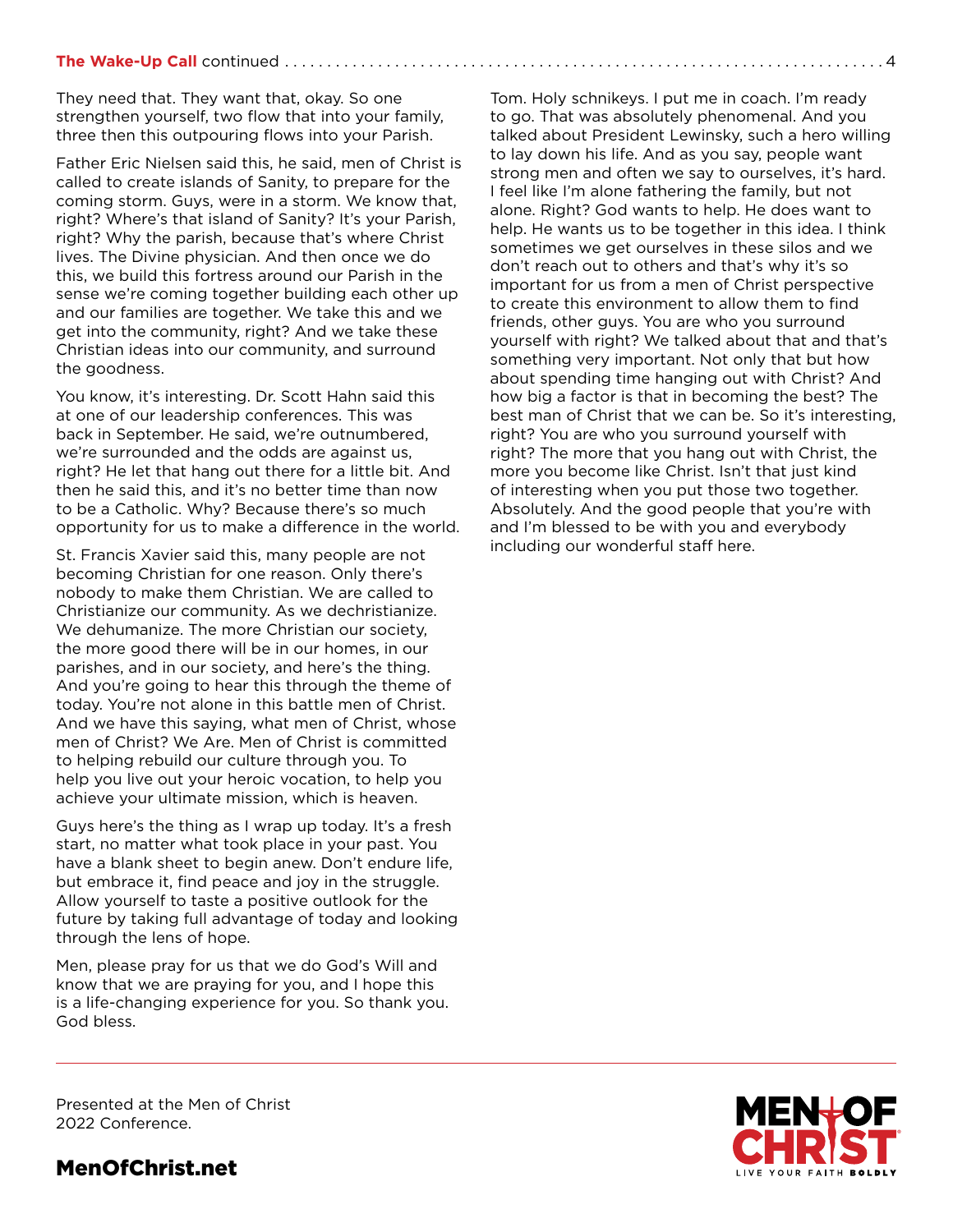They need that. They want that, okay. So one strengthen yourself, two flow that into your family, three then this outpouring flows into your Parish.

Father Eric Nielsen said this, he said, men of Christ is called to create islands of Sanity, to prepare for the coming storm. Guys, were in a storm. We know that, right? Where's that island of Sanity? It's your Parish, right? Why the parish, because that's where Christ lives. The Divine physician. And then once we do this, we build this fortress around our Parish in the sense we're coming together building each other up and our families are together. We take this and we get into the community, right? And we take these Christian ideas into our community, and surround the goodness.

You know, it's interesting. Dr. Scott Hahn said this at one of our leadership conferences. This was back in September. He said, we're outnumbered, we're surrounded and the odds are against us, right? He let that hang out there for a little bit. And then he said this, and it's no better time than now to be a Catholic. Why? Because there's so much opportunity for us to make a difference in the world.

St. Francis Xavier said this, many people are not becoming Christian for one reason. Only there's nobody to make them Christian. We are called to Christianize our community. As we dechristianize. We dehumanize. The more Christian our society, the more good there will be in our homes, in our parishes, and in our society, and here's the thing. And you're going to hear this through the theme of today. You're not alone in this battle men of Christ. And we have this saying, what men of Christ, whose men of Christ? We Are. Men of Christ is committed to helping rebuild our culture through you. To help you live out your heroic vocation, to help you achieve your ultimate mission, which is heaven.

Guys here's the thing as I wrap up today. It's a fresh start, no matter what took place in your past. You have a blank sheet to begin anew. Don't endure life, but embrace it, find peace and joy in the struggle. Allow yourself to taste a positive outlook for the future by taking full advantage of today and looking through the lens of hope.

Men, please pray for us that we do God's Will and know that we are praying for you, and I hope this is a life-changing experience for you. So thank you. God bless.

Tom. Holy schnikeys. I put me in coach. I'm ready to go. That was absolutely phenomenal. And you talked about President Lewinsky, such a hero willing to lay down his life. And as you say, people want strong men and often we say to ourselves, it's hard. I feel like I'm alone fathering the family, but not alone. Right? God wants to help. He does want to help. He wants us to be together in this idea. I think sometimes we get ourselves in these silos and we don't reach out to others and that's why it's so important for us from a men of Christ perspective to create this environment to allow them to find friends, other guys. You are who you surround yourself with right? We talked about that and that's something very important. Not only that but how about spending time hanging out with Christ? And how big a factor is that in becoming the best? The best man of Christ that we can be. So it's interesting, right? You are who you surround yourself with right? The more that you hang out with Christ, the more you become like Christ. Isn't that just kind of interesting when you put those two together. Absolutely. And the good people that you're with and I'm blessed to be with you and everybody including our wonderful staff here.

---

Presented at the Men of Christ 2022 Conference.

**MenOfChrist.net**